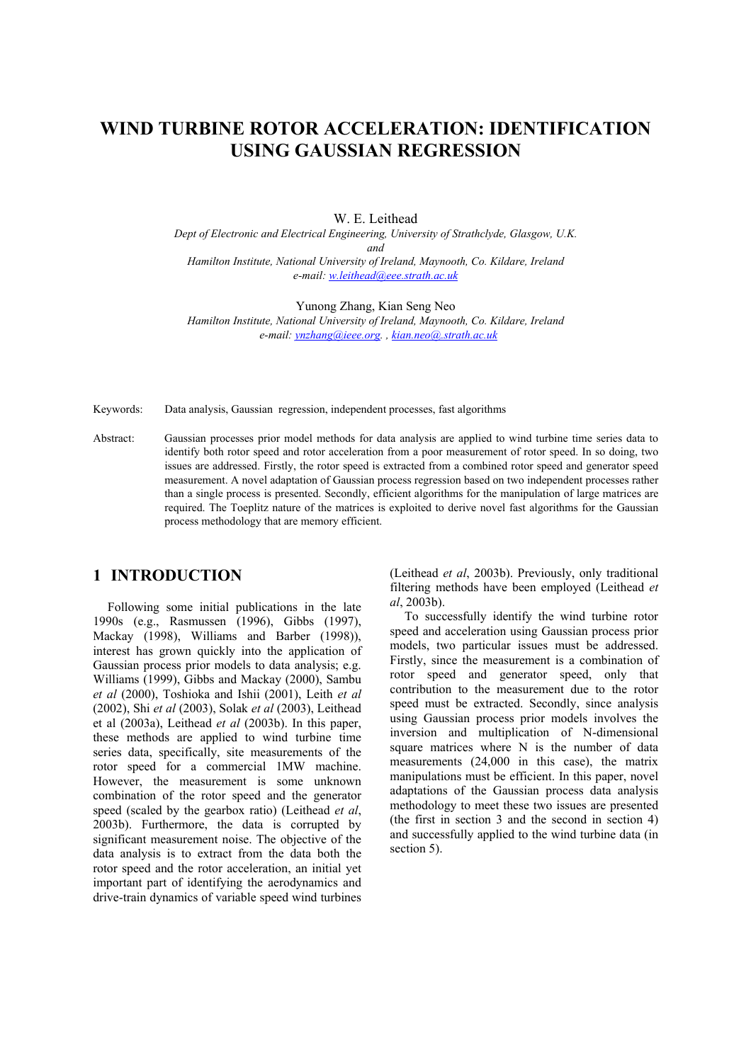# WIND TURBINE ROTOR ACCELERATION: IDENTIFICATION USING GAUSSIAN REGRESSION

W. E. Leithead

*Dept of Electronic and Electrical Engineering, University of Strathclyde, Glasgow, U.K.*
*and*
*Hamilton Institute, National University of Ireland, Maynooth, Co. Kildare, Ireland*
*e-mail: w.leithead@eee.strath.ac.uk*

Yunong Zhang, Kian Seng Neo

*Hamilton Institute, National University of Ireland, Maynooth, Co. Kildare, Ireland*
*e-mail: ynzhang@ieee.org. , kian.neo@.strath.ac.uk*

Keywords: Data analysis, Gaussian regression, independent processes, fast algorithms

Abstract: Gaussian processes prior model methods for data analysis are applied to wind turbine time series data to identify both rotor speed and rotor acceleration from a poor measurement of rotor speed. In so doing, two issues are addressed. Firstly, the rotor speed is extracted from a combined rotor speed and generator speed measurement. A novel adaptation of Gaussian process regression based on two independent processes rather than a single process is presented. Secondly, efficient algorithms for the manipulation of large matrices are required. The Toeplitz nature of the matrices is exploited to derive novel fast algorithms for the Gaussian process methodology that are memory efficient.

## 1 INTRODUCTION

Following some initial publications in the late 1990s (e.g., Rasmussen (1996), Gibbs (1997), Mackay (1998), Williams and Barber (1998)), interest has grown quickly into the application of Gaussian process prior models to data analysis; e.g. Williams (1999), Gibbs and Mackay (2000), Sambu *et al* (2000), Toshioka and Ishii (2001), Leith *et al* (2002), Shi *et al* (2003), Solak *et al* (2003), Leithead et al (2003a), Leithead *et al* (2003b). In this paper, these methods are applied to wind turbine time series data, specifically, site measurements of the rotor speed for a commercial 1MW machine. However, the measurement is some unknown combination of the rotor speed and the generator speed (scaled by the gearbox ratio) (Leithead *et al*, 2003b). Furthermore, the data is corrupted by significant measurement noise. The objective of the data analysis is to extract from the data both the rotor speed and the rotor acceleration, an initial yet important part of identifying the aerodynamics and drive-train dynamics of variable speed wind turbines (Leithead *et al*, 2003b). Previously, only traditional filtering methods have been employed (Leithead *et al*, 2003b).

To successfully identify the wind turbine rotor speed and acceleration using Gaussian process prior models, two particular issues must be addressed. Firstly, since the measurement is a combination of rotor speed and generator speed, only that contribution to the measurement due to the rotor speed must be extracted. Secondly, since analysis using Gaussian process prior models involves the inversion and multiplication of N-dimensional square matrices where N is the number of data measurements (24,000 in this case), the matrix manipulations must be efficient. In this paper, novel adaptations of the Gaussian process data analysis methodology to meet these two issues are presented (the first in section 3 and the second in section 4) and successfully applied to the wind turbine data (in section 5).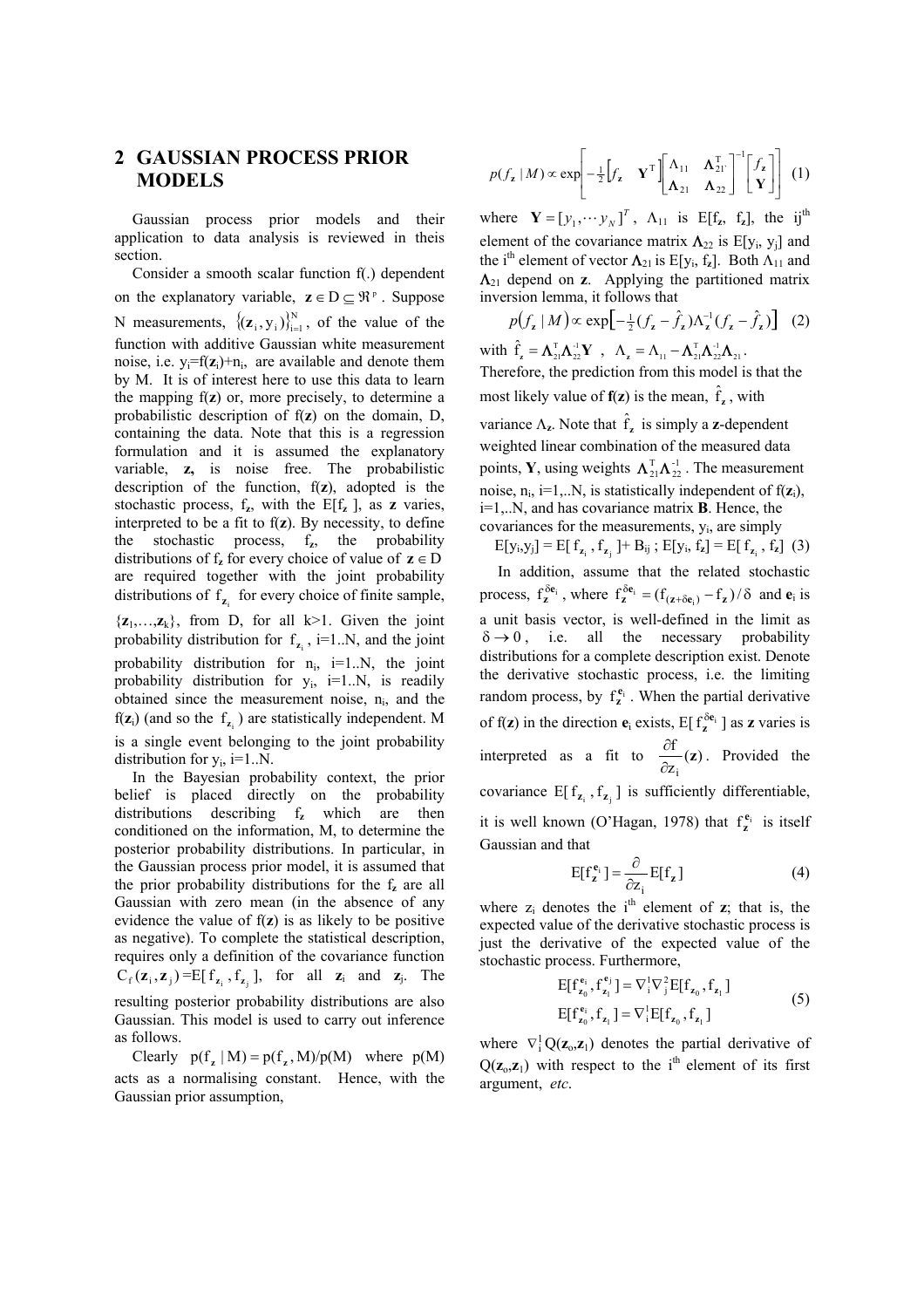## 2 GAUSSIAN PROCESS PRIOR MODELS

Gaussian process prior models and their application to data analysis is reviewed in theis section.

Consider a smooth scalar function f(.) dependent on the explanatory variable, $\mathbf{z} \in D \subseteq \Re^p$. Suppose N measurements, $\{(\mathbf{z}_i, y_i)\}_{i=1}^N$, of the value of the function with additive Gaussian white measurement noise, i.e. $y_i$=f($\mathbf{z}_i$)+$n_i$, are available and denote them by M. It is of interest here to use this data to learn the mapping f($\mathbf{z}$) or, more precisely, to determine a probabilistic description of f($\mathbf{z}$) on the domain, D, containing the data. Note that this is a regression formulation and it is assumed the explanatory variable, $\mathbf{z}$, is noise free. The probabilistic description of the function, f($\mathbf{z}$), adopted is the stochastic process, $f_\mathbf{z}$, with the E[$f_\mathbf{z}$ ], as $\mathbf{z}$ varies, interpreted to be a fit to f($\mathbf{z}$). By necessity, to define the stochastic process, $f_\mathbf{z}$, the probability distributions of $f_\mathbf{z}$ for every choice of value of $\mathbf{z} \in D$ are required together with the joint probability distributions of $f_{\mathbf{z}_i}$ for every choice of finite sample, {$\mathbf{z}_1$,…,$\mathbf{z}_k$}, from D, for all k>1. Given the joint probability distribution for $f_{\mathbf{z}_i}$, i=1..N, and the joint probability distribution for $n_i$, i=1..N, the joint probability distribution for $y_i$, i=1..N, is readily obtained since the measurement noise, $n_i$, and the f($\mathbf{z}_i$) (and so the $f_{\mathbf{z}_i}$) are statistically independent. M is a single event belonging to the joint probability distribution for $y_i$, i=1..N.

In the Bayesian probability context, the prior belief is placed directly on the probability distributions describing $f_\mathbf{z}$ which are then conditioned on the information, M, to determine the posterior probability distributions. In particular, in the Gaussian process prior model, it is assumed that the prior probability distributions for the $f_\mathbf{z}$ are all Gaussian with zero mean (in the absence of any evidence the value of f($\mathbf{z}$) is as likely to be positive as negative). To complete the statistical description, requires only a definition of the covariance function $C_f(\mathbf{z}_i, \mathbf{z}_j)$=E[$f_{\mathbf{z}_i}$, $f_{\mathbf{z}_j}$], for all $\mathbf{z}_i$ and $\mathbf{z}_j$. The resulting posterior probability distributions are also Gaussian. This model is used to carry out inference as follows.

Clearly $p(f_\mathbf{z} \mid M) = p(f_\mathbf{z}, M)/p(M)$ where p(M) acts as a normalising constant. Hence, with the Gaussian prior assumption,

$$p(f_\mathbf{z} \mid M) \propto \exp\left[-\tfrac{1}{2}\begin{bmatrix} f_\mathbf{z} & \mathbf{Y}^T \end{bmatrix}\begin{bmatrix} \Lambda_{11} & \mathbf{\Lambda}_{21}^T \\ \mathbf{\Lambda}_{21} & \mathbf{\Lambda}_{22} \end{bmatrix}^{-1}\begin{bmatrix} f_\mathbf{z} \\ \mathbf{Y} \end{bmatrix}\right] \quad (1)$$

where $\mathbf{Y} = [y_1, \cdots y_N]^T$, $\Lambda_{11}$ is E[$f_\mathbf{z}$, $f_\mathbf{z}$], the ij[th] element of the covariance matrix $\mathbf{\Lambda}_{22}$ is E[$y_i$, $y_j$] and the i[th] element of vector $\mathbf{\Lambda}_{21}$ is E[$y_i$, $f_\mathbf{z}$]. Both $\Lambda_{11}$ and $\mathbf{\Lambda}_{21}$ depend on $\mathbf{z}$. Applying the partitioned matrix inversion lemma, it follows that

$$p(f_\mathbf{z} \mid M) \propto \exp\left[-\tfrac{1}{2}(f_\mathbf{z} - \hat{f}_\mathbf{z})\Lambda_\mathbf{z}^{-1}(f_\mathbf{z} - \hat{f}_\mathbf{z})\right] \quad (2)$$

with $\hat{f}_\mathbf{z} = \mathbf{\Lambda}_{21}^T\mathbf{\Lambda}_{22}^{-1}\mathbf{Y}$ , $\Lambda_\mathbf{z} = \Lambda_{11} - \mathbf{\Lambda}_{21}^T\mathbf{\Lambda}_{22}^{-1}\mathbf{\Lambda}_{21}$. Therefore, the prediction from this model is that the most likely value of $\mathbf{f}$($\mathbf{z}$) is the mean, $\hat{f}_\mathbf{z}$, with variance $\Lambda_\mathbf{z}$. Note that $\hat{f}_\mathbf{z}$ is simply a $\mathbf{z}$-dependent weighted linear combination of the measured data points, $\mathbf{Y}$, using weights $\mathbf{\Lambda}_{21}^T\mathbf{\Lambda}_{22}^{-1}$. The measurement noise, $n_i$, i=1,..N, is statistically independent of f($\mathbf{z}_i$), i=1,..N, and has covariance matrix $\mathbf{B}$. Hence, the covariances for the measurements, $y_i$, are simply

$$E[y_i,y_j] = E[f_{\mathbf{z}_i}, f_{\mathbf{z}_j}] + B_{ij}\ ;\ E[y_i, f_\mathbf{z}] = E[f_{\mathbf{z}_i}, f_\mathbf{z}] \quad (3)$$

In addition, assume that the related stochastic process, $f_\mathbf{z}^{\delta\mathbf{e}_i}$, where $f_\mathbf{z}^{\delta\mathbf{e}_i} = (f_{(\mathbf{z}+\delta\mathbf{e}_i)} - f_\mathbf{z})/\delta$ and $\mathbf{e}_i$ is a unit basis vector, is well-defined in the limit as $\delta \to 0$, i.e. all the necessary probability distributions for a complete description exist. Denote the derivative stochastic process, i.e. the limiting random process, by $f_\mathbf{z}^{\mathbf{e}_i}$. When the partial derivative of f($\mathbf{z}$) in the direction $\mathbf{e}_i$ exists, E[$f_\mathbf{z}^{\delta\mathbf{e}_i}$ ] as $\mathbf{z}$ varies is interpreted as a fit to $\frac{\partial f}{\partial z_i}(\mathbf{z})$. Provided the covariance E[$f_{\mathbf{z}_i}$, $f_{\mathbf{z}_j}$] is sufficiently differentiable, it is well known (O'Hagan, 1978) that $f_\mathbf{z}^{\mathbf{e}_i}$ is itself Gaussian and that

$$E[f_\mathbf{z}^{\mathbf{e}_i}] = \frac{\partial}{\partial z_i}E[f_\mathbf{z}] \quad (4)$$

where $z_i$ denotes the i[th] element of $\mathbf{z}$; that is, the expected value of the derivative stochastic process is just the derivative of the expected value of the stochastic process. Furthermore,

$$\begin{aligned} E[f_{\mathbf{z}_0}^{\mathbf{e}_i}, f_{\mathbf{z}_1}^{\mathbf{e}_j}] &= \nabla_i^1\nabla_j^2 E[f_{\mathbf{z}_0}, f_{\mathbf{z}_1}] \\ E[f_{\mathbf{z}_0}^{\mathbf{e}_i}, f_{\mathbf{z}_1}] &= \nabla_i^1 E[f_{\mathbf{z}_0}, f_{\mathbf{z}_1}] \end{aligned} \quad (5)$$

where $\nabla_i^1 Q(\mathbf{z}_o,\mathbf{z}_1)$ denotes the partial derivative of $Q(\mathbf{z}_o,\mathbf{z}_1)$ with respect to the i[th] element of its first argument, *etc*.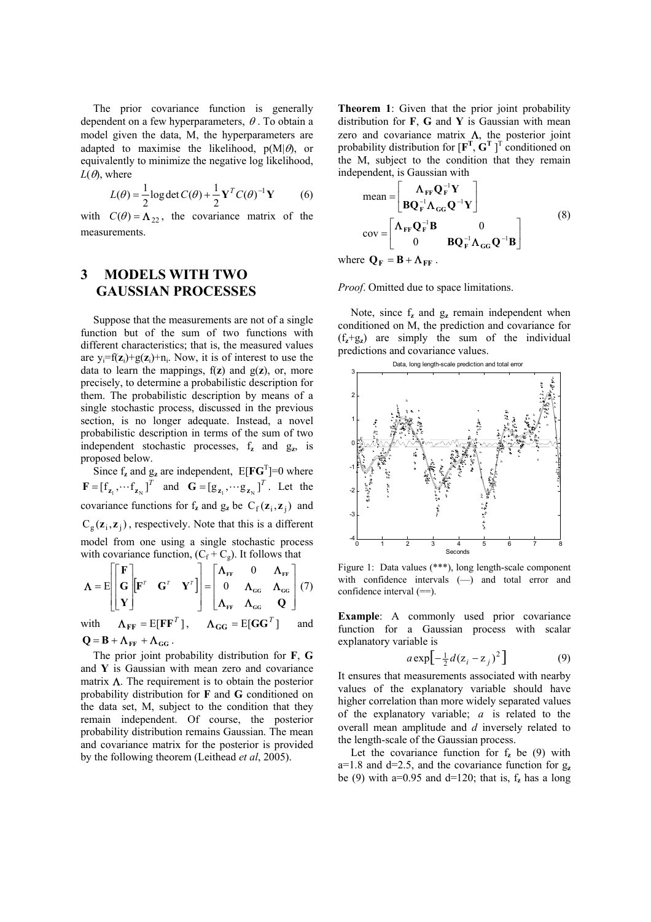The prior covariance function is generally dependent on a few hyperparameters, $\theta$. To obtain a model given the data, M, the hyperparameters are adapted to maximise the likelihood, $p(M|\theta)$, or equivalently to minimize the negative log likelihood, $L(\theta)$, where

$$L(\theta) = \frac{1}{2}\log\det C(\theta) + \frac{1}{2}\mathbf{Y}^T C(\theta)^{-1}\mathbf{Y} \tag{6}$$

with $C(\theta) = \mathbf{\Lambda}_{22}$, the covariance matrix of the measurements.

# 3 MODELS WITH TWO GAUSSIAN PROCESSES

Suppose that the measurements are not of a single function but of the sum of two functions with different characteristics; that is, the measured values are $y_i = f(\mathbf{z}_i) + g(\mathbf{z}_i) + n_i$. Now, it is of interest to use the data to learn the mappings, $f(\mathbf{z})$ and $g(\mathbf{z})$, or, more precisely, to determine a probabilistic description for them. The probabilistic description by means of a single stochastic process, discussed in the previous section, is no longer adequate. Instead, a novel probabilistic description in terms of the sum of two independent stochastic processes, $f_\mathbf{z}$ and $g_\mathbf{z}$, is proposed below.

Since $f_\mathbf{z}$ and $g_\mathbf{z}$ are independent, $E[\mathbf{F}\mathbf{G}^T]=0$ where $\mathbf{F} = [f_{\mathbf{z}_1}, \cdots f_{\mathbf{z}_N}]^T$ and $\mathbf{G} = [g_{\mathbf{z}_1}, \cdots g_{\mathbf{z}_N}]^T$. Let the covariance functions for $f_\mathbf{z}$ and $g_\mathbf{z}$ be $C_f(\mathbf{z}_i, \mathbf{z}_j)$ and $C_g(\mathbf{z}_i, \mathbf{z}_j)$, respectively. Note that this is a different model from one using a single stochastic process with covariance function, $(C_f + C_g)$. It follows that

$$\mathbf{\Lambda} = E\left[\begin{bmatrix}\mathbf{F}\\ \mathbf{G}\\ \mathbf{Y}\end{bmatrix}\begin{bmatrix}\mathbf{F}^T & \mathbf{G}^T & \mathbf{Y}^T\end{bmatrix}\right] = \begin{bmatrix}\mathbf{\Lambda_{FF}} & 0 & \mathbf{\Lambda_{FF}}\\ 0 & \mathbf{\Lambda_{GG}} & \mathbf{\Lambda_{GG}}\\ \mathbf{\Lambda_{FF}} & \mathbf{\Lambda_{GG}} & \mathbf{Q}\end{bmatrix} \tag{7}$$

with $\mathbf{\Lambda_{FF}} = E[\mathbf{F}\mathbf{F}^T]$, $\mathbf{\Lambda_{GG}} = E[\mathbf{G}\mathbf{G}^T]$ and $\mathbf{Q} = \mathbf{B} + \mathbf{\Lambda_{FF}} + \mathbf{\Lambda_{GG}}$.

The prior joint probability distribution for $\mathbf{F}$, $\mathbf{G}$ and $\mathbf{Y}$ is Gaussian with mean zero and covariance matrix $\mathbf{\Lambda}$. The requirement is to obtain the posterior probability distribution for $\mathbf{F}$ and $\mathbf{G}$ conditioned on the data set, M, subject to the condition that they remain independent. Of course, the posterior probability distribution remains Gaussian. The mean and covariance matrix for the posterior is provided by the following theorem (Leithead *et al*, 2005).

**Theorem 1**: Given that the prior joint probability distribution for $\mathbf{F}$, $\mathbf{G}$ and $\mathbf{Y}$ is Gaussian with mean zero and covariance matrix $\mathbf{\Lambda}$, the posterior joint probability distribution for $[\mathbf{F}^T, \mathbf{G}^T]^T$ conditioned on the M, subject to the condition that they remain independent, is Gaussian with

$$\text{mean} = \begin{bmatrix}\mathbf{\Lambda_{FF}}\mathbf{Q_F}^{-1}\mathbf{Y}\\ \mathbf{B}\mathbf{Q_F}^{-1}\mathbf{\Lambda_{GG}}\mathbf{Q}^{-1}\mathbf{Y}\end{bmatrix}$$
$$\text{cov} = \begin{bmatrix}\mathbf{\Lambda_{FF}}\mathbf{Q_F}^{-1}\mathbf{B} & 0\\ 0 & \mathbf{B}\mathbf{Q_F}^{-1}\mathbf{\Lambda_{GG}}\mathbf{Q}^{-1}\mathbf{B}\end{bmatrix} \tag{8}$$

where $\mathbf{Q_F} = \mathbf{B} + \mathbf{\Lambda_{FF}}$.

*Proof*. Omitted due to space limitations.

Note, since $f_\mathbf{z}$ and $g_\mathbf{z}$ remain independent when conditioned on M, the prediction and covariance for $(f_\mathbf{z}+g_\mathbf{z})$ are simply the sum of the individual predictions and covariance values.

Figure 1: Data values (***), long length-scale component with confidence intervals (—) and total error and confidence interval (==).

**Example**: A commonly used prior covariance function for a Gaussian process with scalar explanatory variable is

$$a\exp\left[-\tfrac{1}{2}d(z_i - z_j)^2\right] \tag{9}$$

It ensures that measurements associated with nearby values of the explanatory variable should have higher correlation than more widely separated values of the explanatory variable; $a$ is related to the overall mean amplitude and $d$ inversely related to the length-scale of the Gaussian process.

Let the covariance function for $f_\mathbf{z}$ be (9) with a=1.8 and d=2.5, and the covariance function for $g_\mathbf{z}$ be (9) with a=0.95 and d=120; that is, $f_\mathbf{z}$ has a long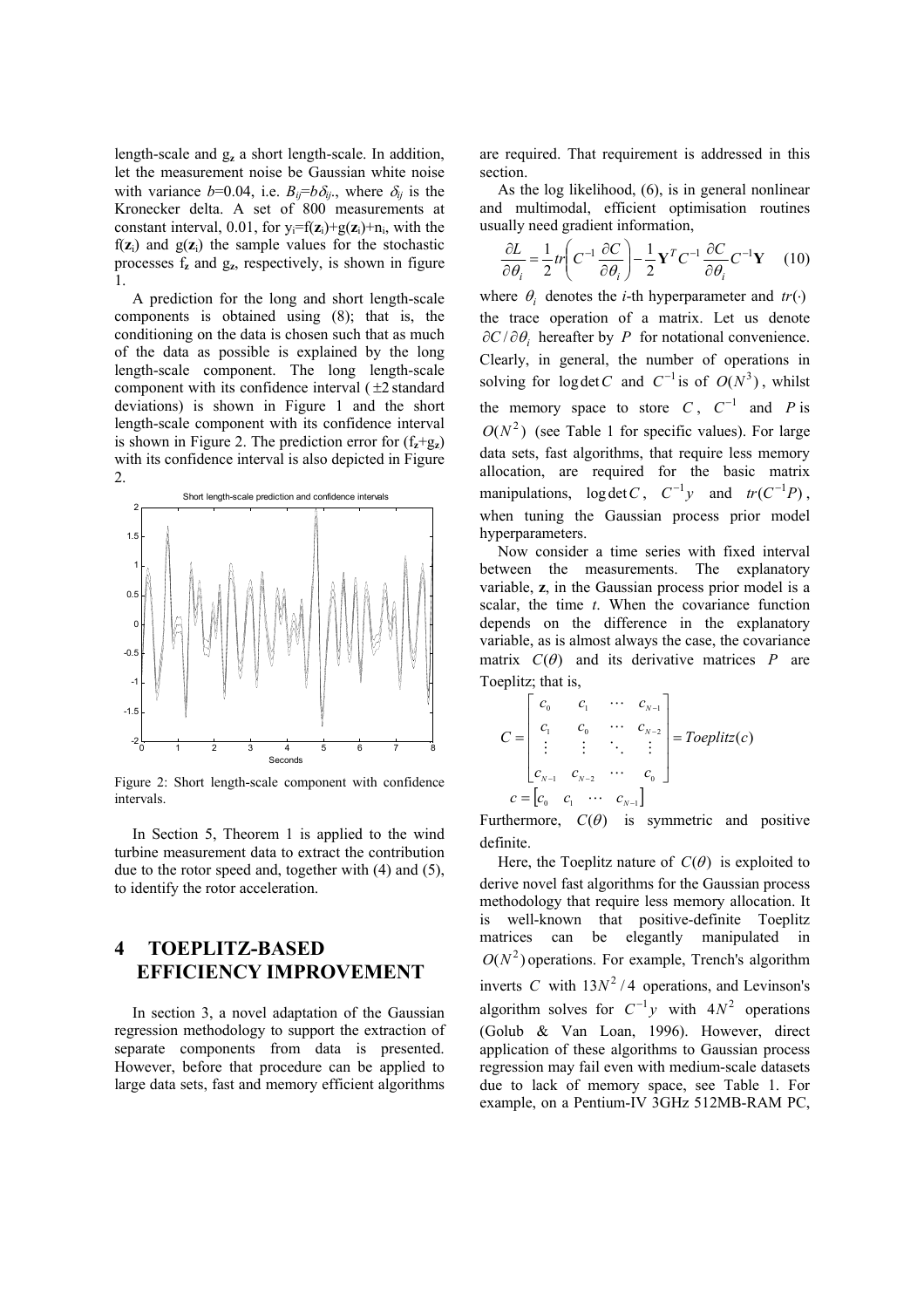length-scale and $g_z$ a short length-scale. In addition, let the measurement noise be Gaussian white noise with variance $b$=0.04, i.e. $B_{ij}=b\delta_{ij}$, where $\delta_{ij}$ is the Kronecker delta. A set of 800 measurements at constant interval, 0.01, for $y_i=f(\mathbf{z}_i)+g(\mathbf{z}_i)+n_i$, with the $f(\mathbf{z}_i)$ and $g(\mathbf{z}_i)$ the sample values for the stochastic processes $f_z$ and $g_z$, respectively, is shown in figure 1.

A prediction for the long and short length-scale components is obtained using (8); that is, the conditioning on the data is chosen such that as much of the data as possible is explained by the long length-scale component. The long length-scale component with its confidence interval ($\pm 2$ standard deviations) is shown in Figure 1 and the short length-scale component with its confidence interval is shown in Figure 2. The prediction error for $(f_z+g_z)$ with its confidence interval is also depicted in Figure 2.

Figure 2: Short length-scale component with confidence intervals.

In Section 5, Theorem 1 is applied to the wind turbine measurement data to extract the contribution due to the rotor speed and, together with (4) and (5), to identify the rotor acceleration.

# 4 TOEPLITZ-BASED EFFICIENCY IMPROVEMENT

In section 3, a novel adaptation of the Gaussian regression methodology to support the extraction of separate components from data is presented. However, before that procedure can be applied to large data sets, fast and memory efficient algorithms are required. That requirement is addressed in this section.

As the log likelihood, (6), is in general nonlinear and multimodal, efficient optimisation routines usually need gradient information,

$$\frac{\partial L}{\partial \theta_i} = \frac{1}{2} tr\left( C^{-1} \frac{\partial C}{\partial \theta_i} \right) - \frac{1}{2} \mathbf{Y}^T C^{-1} \frac{\partial C}{\partial \theta_i} C^{-1} \mathbf{Y} \quad (10)$$

where $\theta_i$ denotes the $i$-th hyperparameter and $tr(\cdot)$ the trace operation of a matrix. Let us denote $\partial C / \partial \theta_i$ hereafter by $P$ for notational convenience. Clearly, in general, the number of operations in solving for $\log\det C$ and $C^{-1}$ is of $O(N^3)$, whilst the memory space to store $C$, $C^{-1}$ and $P$ is $O(N^2)$ (see Table 1 for specific values). For large data sets, fast algorithms, that require less memory allocation, are required for the basic matrix manipulations, $\log\det C$, $C^{-1}y$ and $tr(C^{-1}P)$, when tuning the Gaussian process prior model hyperparameters.

Now consider a time series with fixed interval between the measurements. The explanatory variable, $\mathbf{z}$, in the Gaussian process prior model is a scalar, the time $t$. When the covariance function depends on the difference in the explanatory variable, as is almost always the case, the covariance matrix $C(\theta)$ and its derivative matrices $P$ are Toeplitz; that is,

$$C = \begin{bmatrix} c_0 & c_1 & \cdots & c_{N-1} \\ c_1 & c_0 & \cdots & c_{N-2} \\ \vdots & \vdots & \ddots & \vdots \\ c_{N-1} & c_{N-2} & \cdots & c_0 \end{bmatrix} = Toeplitz(c)$$

$$c = \begin{bmatrix} c_0 & c_1 & \cdots & c_{N-1} \end{bmatrix}$$

Furthermore, $C(\theta)$ is symmetric and positive definite.

Here, the Toeplitz nature of $C(\theta)$ is exploited to derive novel fast algorithms for the Gaussian process methodology that require less memory allocation. It is well-known that positive-definite Toeplitz matrices can be elegantly manipulated in $O(N^2)$ operations. For example, Trench's algorithm inverts $C$ with $13N^2/4$ operations, and Levinson's algorithm solves for $C^{-1}y$ with $4N^2$ operations (Golub & Van Loan, 1996). However, direct application of these algorithms to Gaussian process regression may fail even with medium-scale datasets due to lack of memory space, see Table 1. For example, on a Pentium-IV 3GHz 512MB-RAM PC,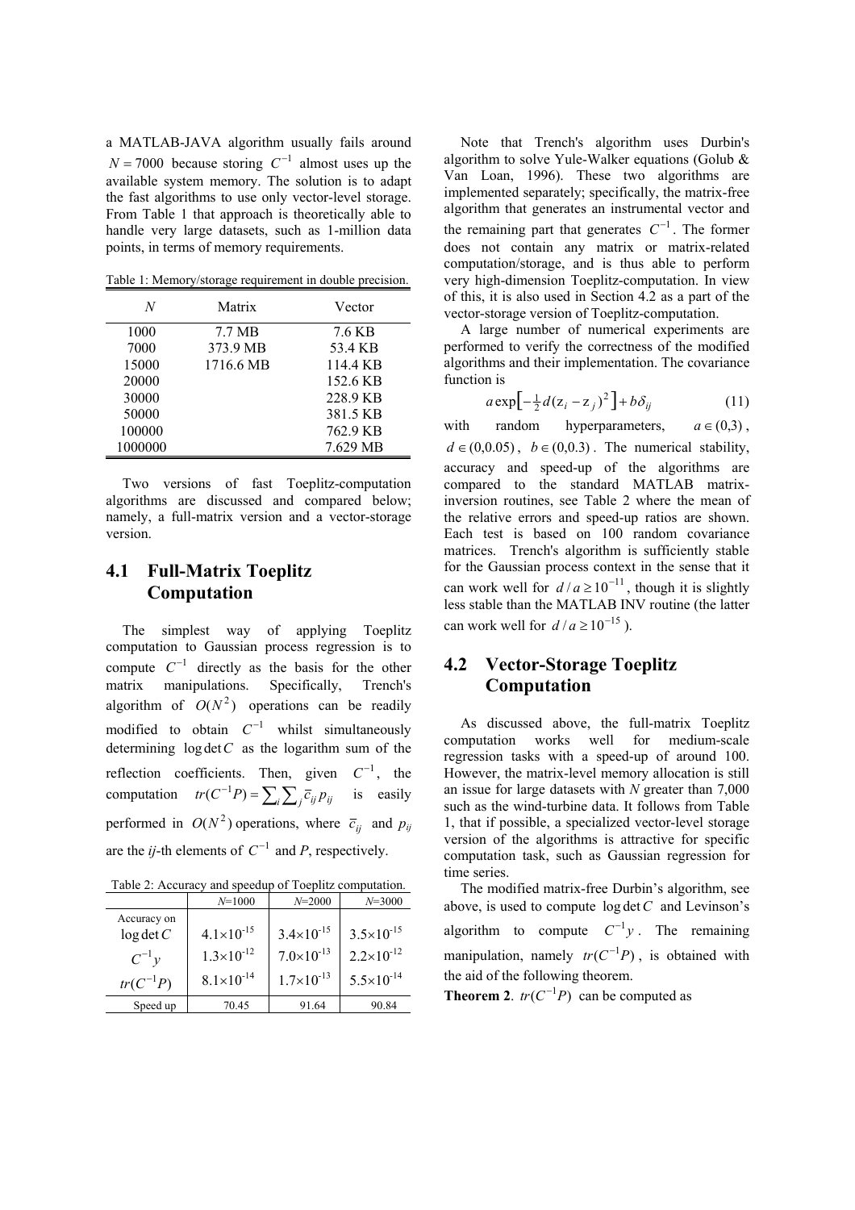a MATLAB-JAVA algorithm usually fails around $N = 7000$ because storing $C^{-1}$ almost uses up the available system memory. The solution is to adapt the fast algorithms to use only vector-level storage. From Table 1 that approach is theoretically able to handle very large datasets, such as 1-million data points, in terms of memory requirements.

Table 1: Memory/storage requirement in double precision.

| $N$ | Matrix | Vector |
|---|---|---|
| 1000 | 7.7 MB | 7.6 KB |
| 7000 | 373.9 MB | 53.4 KB |
| 15000 | 1716.6 MB | 114.4 KB |
| 20000 | | 152.6 KB |
| 30000 | | 228.9 KB |
| 50000 | | 381.5 KB |
| 100000 | | 762.9 KB |
| 1000000 | | 7.629 MB |

Two versions of fast Toeplitz-computation algorithms are discussed and compared below; namely, a full-matrix version and a vector-storage version.

## 4.1 Full-Matrix Toeplitz Computation

The simplest way of applying Toeplitz computation to Gaussian process regression is to compute $C^{-1}$ directly as the basis for the other matrix manipulations. Specifically, Trench's algorithm of $O(N^2)$ operations can be readily modified to obtain $C^{-1}$ whilst simultaneously determining $\log \det C$ as the logarithm sum of the reflection coefficients. Then, given $C^{-1}$, the computation $tr(C^{-1}P) = \sum_i \sum_j \bar{c}_{ij} p_{ij}$ is easily performed in $O(N^2)$ operations, where $\bar{c}_{ij}$ and $p_{ij}$ are the *ij*-th elements of $C^{-1}$ and *P*, respectively.

Table 2: Accuracy and speedup of Toeplitz computation.

| | $N$=1000 | $N$=2000 | $N$=3000 |
|---|---|---|---|
| Accuracy on | | | |
| $\log \det C$ | $4.1\times10^{-15}$ | $3.4\times10^{-15}$ | $3.5\times10^{-15}$ |
| $C^{-1}y$ | $1.3\times10^{-12}$ | $7.0\times10^{-13}$ | $2.2\times10^{-12}$ |
| $tr(C^{-1}P)$ | $8.1\times10^{-14}$ | $1.7\times10^{-13}$ | $5.5\times10^{-14}$ |
| Speed up | 70.45 | 91.64 | 90.84 |

Note that Trench's algorithm uses Durbin's algorithm to solve Yule-Walker equations (Golub & Van Loan, 1996). These two algorithms are implemented separately; specifically, the matrix-free algorithm that generates an instrumental vector and the remaining part that generates $C^{-1}$. The former does not contain any matrix or matrix-related computation/storage, and is thus able to perform very high-dimension Toeplitz-computation. In view of this, it is also used in Section 4.2 as a part of the vector-storage version of Toeplitz-computation.

A large number of numerical experiments are performed to verify the correctness of the modified algorithms and their implementation. The covariance function is

$$a \exp\left[-\tfrac{1}{2} d(z_i - z_j)^2\right] + b\delta_{ij} \tag{11}$$

with random hyperparameters, $a \in (0,3)$, $d \in (0,0.05)$, $b \in (0,0.3)$. The numerical stability, accuracy and speed-up of the algorithms are compared to the standard MATLAB matrix-inversion routines, see Table 2 where the mean of the relative errors and speed-up ratios are shown. Each test is based on 100 random covariance matrices. Trench's algorithm is sufficiently stable for the Gaussian process context in the sense that it can work well for $d/a \geq 10^{-11}$, though it is slightly less stable than the MATLAB INV routine (the latter can work well for $d/a \geq 10^{-15}$).

## 4.2 Vector-Storage Toeplitz Computation

As discussed above, the full-matrix Toeplitz computation works well for medium-scale regression tasks with a speed-up of around 100. However, the matrix-level memory allocation is still an issue for large datasets with *N* greater than 7,000 such as the wind-turbine data. It follows from Table 1, that if possible, a specialized vector-level storage version of the algorithms is attractive for specific computation task, such as Gaussian regression for time series.

The modified matrix-free Durbin's algorithm, see above, is used to compute $\log \det C$ and Levinson's algorithm to compute $C^{-1}y$. The remaining manipulation, namely $tr(C^{-1}P)$, is obtained with the aid of the following theorem.

**Theorem 2**. $tr(C^{-1}P)$ can be computed as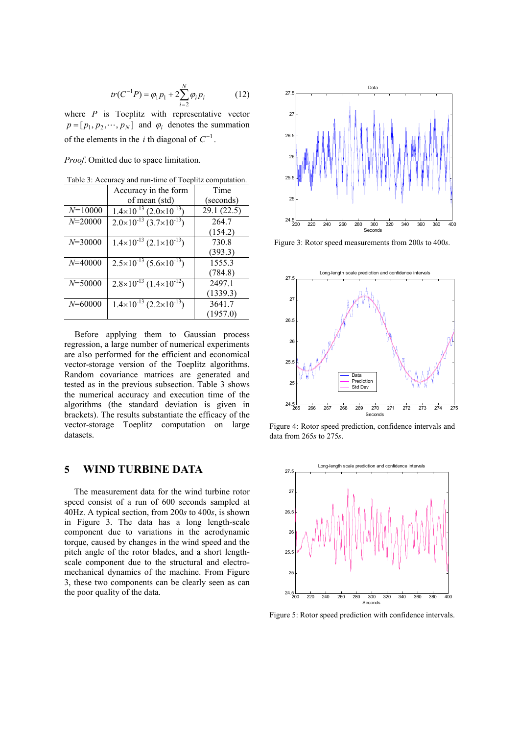$$tr(C^{-1}P) = \varphi_1 p_1 + 2\sum_{i=2}^{N} \varphi_i p_i \qquad (12)$$

where $P$ is Toeplitz with representative vector $p = [p_1, p_2, \cdots, p_N]$ and $\varphi_i$ denotes the summation of the elements in the $i$ th diagonal of $C^{-1}$.

*Proof*. Omitted due to space limitation.

Table 3: Accuracy and run-time of Toeplitz computation.

| | Accuracy in the form of mean (std) | Time (seconds) |
|---|---|---|
| $N$=10000 | $1.4\times10^{-13}$ ($2.0\times10^{-13}$) | 29.1 (22.5) |
| $N$=20000 | $2.0\times10^{-13}$ ($3.7\times10^{-13}$) | 264.7 (154.2) |
| $N$=30000 | $1.4\times10^{-13}$ ($2.1\times10^{-13}$) | 730.8 (393.3) |
| $N$=40000 | $2.5\times10^{-13}$ ($5.6\times10^{-13}$) | 1555.3 (784.8) |
| $N$=50000 | $2.8\times10^{-13}$ ($1.4\times10^{-12}$) | 2497.1 (1339.3) |
| $N$=60000 | $1.4\times10^{-13}$ ($2.2\times10^{-13}$) | 3641.7 (1957.0) |

Before applying them to Gaussian process regression, a large number of numerical experiments are also performed for the efficient and economical vector-storage version of the Toeplitz algorithms. Random covariance matrices are generated and tested as in the previous subsection. Table 3 shows the numerical accuracy and execution time of the algorithms (the standard deviation is given in brackets). The results substantiate the efficacy of the vector-storage Toeplitz computation on large datasets.

## 5 WIND TURBINE DATA

The measurement data for the wind turbine rotor speed consist of a run of 600 seconds sampled at 40Hz. A typical section, from 200*s* to 400*s*, is shown in Figure 3. The data has a long length-scale component due to variations in the aerodynamic torque, caused by changes in the wind speed and the pitch angle of the rotor blades, and a short length-scale component due to the structural and electro-mechanical dynamics of the machine. From Figure 3, these two components can be clearly seen as can the poor quality of the data.

Figure 3: Rotor speed measurements from 200*s* to 400*s*.

Figure 4: Rotor speed prediction, confidence intervals and data from 265*s* to 275*s*.

Figure 5: Rotor speed prediction with confidence intervals.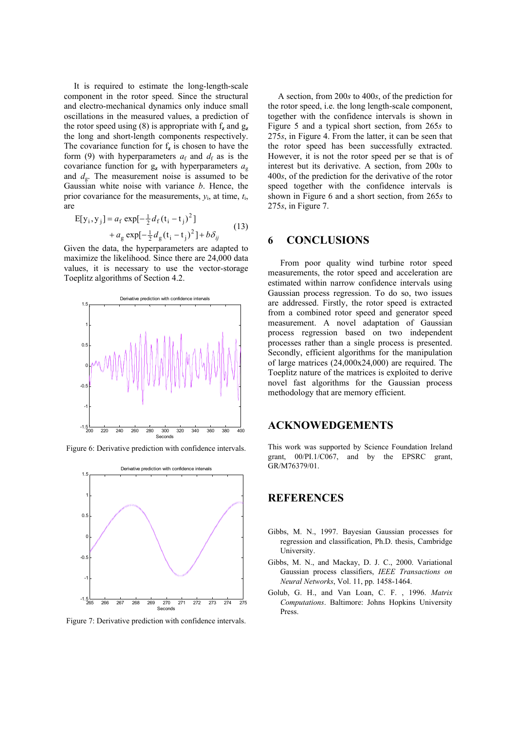It is required to estimate the long-length-scale component in the rotor speed. Since the structural and electro-mechanical dynamics only induce small oscillations in the measured values, a prediction of the rotor speed using (8) is appropriate with $f_z$ and $g_z$ the long and short-length components respectively. The covariance function for $f_z$ is chosen to have the form (9) with hyperparameters $a_f$ and $d_f$ as is the covariance function for $g_z$ with hyperparameters $a_g$ and $d_g$. The measurement noise is assumed to be Gaussian white noise with variance $b$. Hence, the prior covariance for the measurements, $y_i$, at time, $t_i$, are

$$
\begin{aligned}
E[y_i, y_j] &= a_f \exp[-\tfrac{1}{2} d_f (t_i - t_j)^2] \\
&\quad + a_g \exp[-\tfrac{1}{2} d_g (t_i - t_j)^2] + b\delta_{ij}
\end{aligned}
\tag{13}
$$

Given the data, the hyperparameters are adapted to maximize the likelihood. Since there are 24,000 data values, it is necessary to use the vector-storage Toeplitz algorithms of Section 4.2.

Figure 6: Derivative prediction with confidence intervals.

Figure 7: Derivative prediction with confidence intervals.

A section, from 200*s* to 400*s*, of the prediction for the rotor speed, i.e. the long length-scale component, together with the confidence intervals is shown in Figure 5 and a typical short section, from 265*s* to 275*s*, in Figure 4. From the latter, it can be seen that the rotor speed has been successfully extracted. However, it is not the rotor speed per se that is of interest but its derivative. A section, from 200*s* to 400*s*, of the prediction for the derivative of the rotor speed together with the confidence intervals is shown in Figure 6 and a short section, from 265*s* to 275*s*, in Figure 7.

## 6 CONCLUSIONS

From poor quality wind turbine rotor speed measurements, the rotor speed and acceleration are estimated within narrow confidence intervals using Gaussian process regression. To do so, two issues are addressed. Firstly, the rotor speed is extracted from a combined rotor speed and generator speed measurement. A novel adaptation of Gaussian process regression based on two independent processes rather than a single process is presented. Secondly, efficient algorithms for the manipulation of large matrices (24,000x24,000) are required. The Toeplitz nature of the matrices is exploited to derive novel fast algorithms for the Gaussian process methodology that are memory efficient.

## ACKNOWEDGEMENTS

This work was supported by Science Foundation Ireland grant, 00/PI.1/C067, and by the EPSRC grant, GR/M76379/01.

## REFERENCES

Gibbs, M. N., 1997. Bayesian Gaussian processes for regression and classification, Ph.D. thesis, Cambridge University.

Gibbs, M. N., and Mackay, D. J. C., 2000. Variational Gaussian process classifiers, *IEEE Transactions on Neural Networks*, Vol. 11, pp. 1458-1464.

Golub, G. H., and Van Loan, C. F. , 1996. *Matrix Computations*. Baltimore: Johns Hopkins University Press.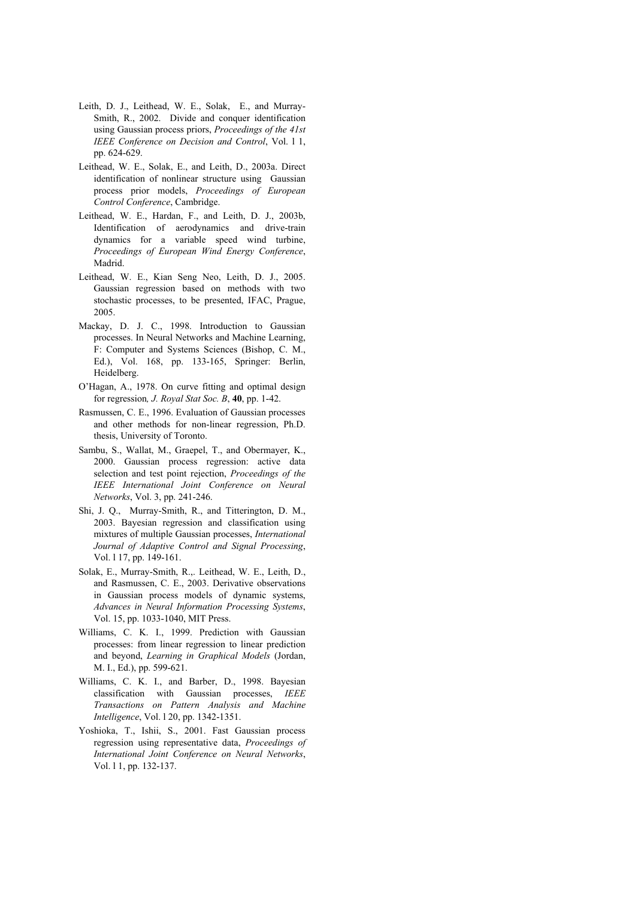Leith, D. J., Leithead, W. E., Solak, E., and Murray-Smith, R., 2002. Divide and conquer identification using Gaussian process priors, *Proceedings of the 41st IEEE Conference on Decision and Control*, Vol. l 1, pp. 624-629.

Leithead, W. E., Solak, E., and Leith, D., 2003a. Direct identification of nonlinear structure using Gaussian process prior models, *Proceedings of European Control Conference*, Cambridge.

Leithead, W. E., Hardan, F., and Leith, D. J., 2003b, Identification of aerodynamics and drive-train dynamics for a variable speed wind turbine, *Proceedings of European Wind Energy Conference*, Madrid.

Leithead, W. E., Kian Seng Neo, Leith, D. J., 2005. Gaussian regression based on methods with two stochastic processes, to be presented, IFAC, Prague, 2005.

Mackay, D. J. C., 1998. Introduction to Gaussian processes. In Neural Networks and Machine Learning, F: Computer and Systems Sciences (Bishop, C. M., Ed.), Vol. 168, pp. 133-165, Springer: Berlin, Heidelberg.

O'Hagan, A., 1978. On curve fitting and optimal design for regression*, J. Royal Stat Soc. B*, **40**, pp. 1-42.

Rasmussen, C. E., 1996. Evaluation of Gaussian processes and other methods for non-linear regression, Ph.D. thesis, University of Toronto.

Sambu, S., Wallat, M., Graepel, T., and Obermayer, K., 2000. Gaussian process regression: active data selection and test point rejection, *Proceedings of the IEEE International Joint Conference on Neural Networks*, Vol. 3, pp. 241-246.

Shi, J. Q., Murray-Smith, R., and Titterington, D. M., 2003. Bayesian regression and classification using mixtures of multiple Gaussian processes, *International Journal of Adaptive Control and Signal Processing*, Vol. l 17, pp. 149-161.

Solak, E., Murray-Smith, R.,. Leithead, W. E., Leith, D., and Rasmussen, C. E., 2003. Derivative observations in Gaussian process models of dynamic systems, *Advances in Neural Information Processing Systems*, Vol. 15, pp. 1033-1040, MIT Press.

Williams, C. K. I., 1999. Prediction with Gaussian processes: from linear regression to linear prediction and beyond, *Learning in Graphical Models* (Jordan, M. I., Ed.), pp. 599-621.

Williams, C. K. I., and Barber, D., 1998. Bayesian classification with Gaussian processes, *IEEE Transactions on Pattern Analysis and Machine Intelligence*, Vol. l 20, pp. 1342-1351.

Yoshioka, T., Ishii, S., 2001. Fast Gaussian process regression using representative data, *Proceedings of International Joint Conference on Neural Networks*, Vol. l 1, pp. 132-137.